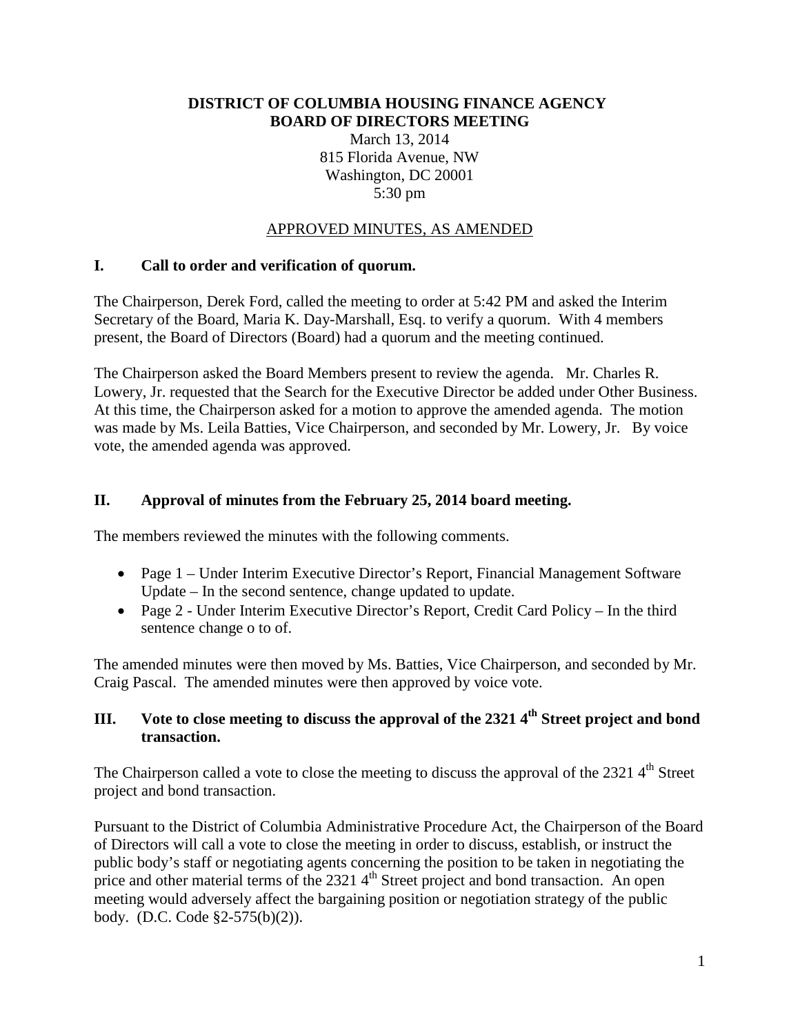**DISTRICT OF COLUMBIA HOUSING FINANCE AGENCY**
**BOARD OF DIRECTORS MEETING**

March 13, 2014
815 Florida Avenue, NW
Washington, DC 20001
5:30 pm

APPROVED MINUTES, AS AMENDED

## I. Call to order and verification of quorum.

The Chairperson, Derek Ford, called the meeting to order at 5:42 PM and asked the Interim Secretary of the Board, Maria K. Day-Marshall, Esq. to verify a quorum. With 4 members present, the Board of Directors (Board) had a quorum and the meeting continued.

The Chairperson asked the Board Members present to review the agenda. Mr. Charles R. Lowery, Jr. requested that the Search for the Executive Director be added under Other Business. At this time, the Chairperson asked for a motion to approve the amended agenda. The motion was made by Ms. Leila Batties, Vice Chairperson, and seconded by Mr. Lowery, Jr. By voice vote, the amended agenda was approved.

## II. Approval of minutes from the February 25, 2014 board meeting.

The members reviewed the minutes with the following comments.

- Page 1 – Under Interim Executive Director's Report, Financial Management Software Update – In the second sentence, change updated to update.
- Page 2 - Under Interim Executive Director's Report, Credit Card Policy – In the third sentence change o to of.

The amended minutes were then moved by Ms. Batties, Vice Chairperson, and seconded by Mr. Craig Pascal. The amended minutes were then approved by voice vote.

## III. Vote to close meeting to discuss the approval of the 2321 4th Street project and bond transaction.

The Chairperson called a vote to close the meeting to discuss the approval of the 2321 4th Street project and bond transaction.

Pursuant to the District of Columbia Administrative Procedure Act, the Chairperson of the Board of Directors will call a vote to close the meeting in order to discuss, establish, or instruct the public body's staff or negotiating agents concerning the position to be taken in negotiating the price and other material terms of the 2321 4th Street project and bond transaction. An open meeting would adversely affect the bargaining position or negotiation strategy of the public body. (D.C. Code §2-575(b)(2)).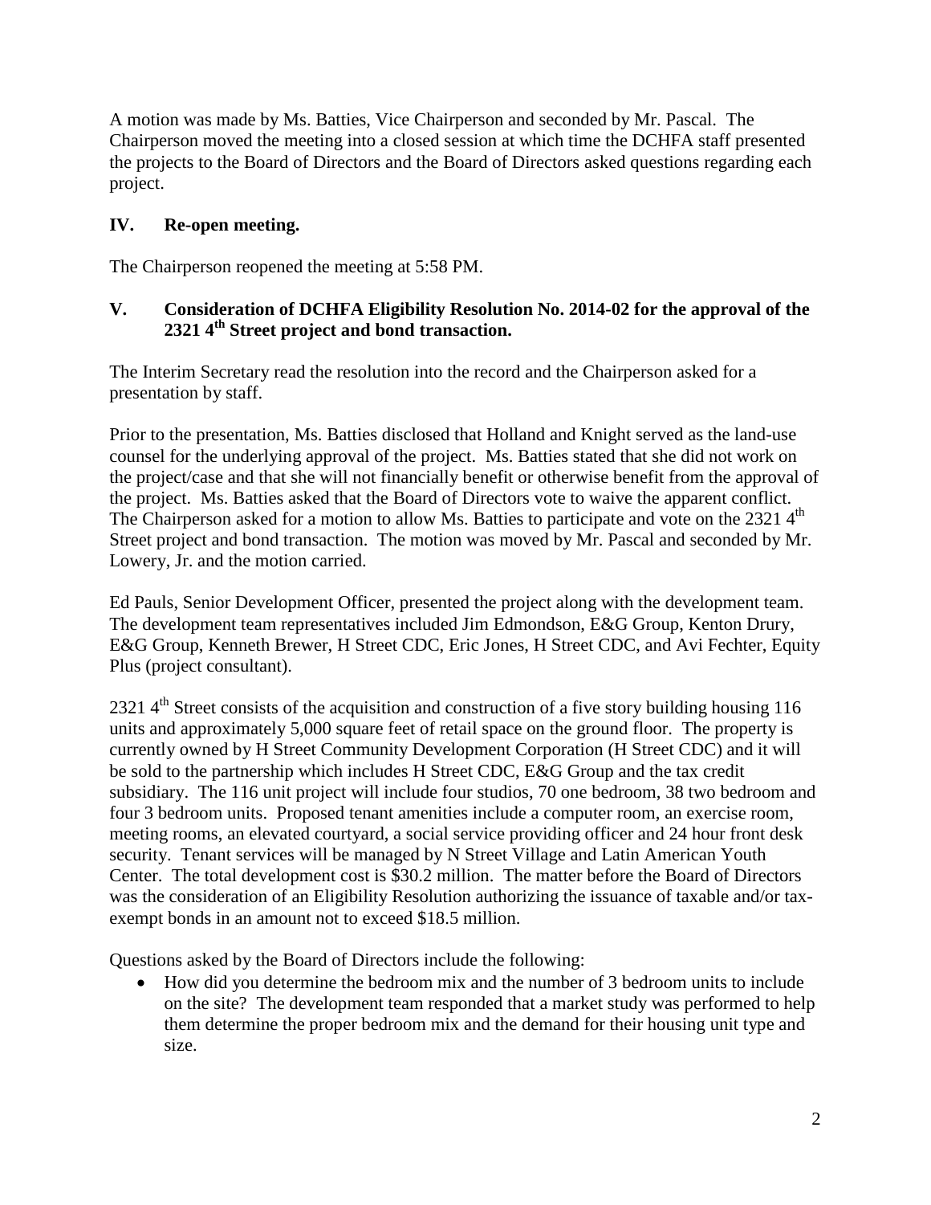A motion was made by Ms. Batties, Vice Chairperson and seconded by Mr. Pascal. The Chairperson moved the meeting into a closed session at which time the DCHFA staff presented the projects to the Board of Directors and the Board of Directors asked questions regarding each project.

## IV. Re-open meeting.

The Chairperson reopened the meeting at 5:58 PM.

## V. Consideration of DCHFA Eligibility Resolution No. 2014-02 for the approval of the 2321 4th Street project and bond transaction.

The Interim Secretary read the resolution into the record and the Chairperson asked for a presentation by staff.

Prior to the presentation, Ms. Batties disclosed that Holland and Knight served as the land-use counsel for the underlying approval of the project. Ms. Batties stated that she did not work on the project/case and that she will not financially benefit or otherwise benefit from the approval of the project. Ms. Batties asked that the Board of Directors vote to waive the apparent conflict. The Chairperson asked for a motion to allow Ms. Batties to participate and vote on the 2321 4th Street project and bond transaction. The motion was moved by Mr. Pascal and seconded by Mr. Lowery, Jr. and the motion carried.

Ed Pauls, Senior Development Officer, presented the project along with the development team. The development team representatives included Jim Edmondson, E&G Group, Kenton Drury, E&G Group, Kenneth Brewer, H Street CDC, Eric Jones, H Street CDC, and Avi Fechter, Equity Plus (project consultant).

2321 4th Street consists of the acquisition and construction of a five story building housing 116 units and approximately 5,000 square feet of retail space on the ground floor. The property is currently owned by H Street Community Development Corporation (H Street CDC) and it will be sold to the partnership which includes H Street CDC, E&G Group and the tax credit subsidiary. The 116 unit project will include four studios, 70 one bedroom, 38 two bedroom and four 3 bedroom units. Proposed tenant amenities include a computer room, an exercise room, meeting rooms, an elevated courtyard, a social service providing officer and 24 hour front desk security. Tenant services will be managed by N Street Village and Latin American Youth Center. The total development cost is $30.2 million. The matter before the Board of Directors was the consideration of an Eligibility Resolution authorizing the issuance of taxable and/or tax-exempt bonds in an amount not to exceed $18.5 million.

Questions asked by the Board of Directors include the following:

- How did you determine the bedroom mix and the number of 3 bedroom units to include on the site? The development team responded that a market study was performed to help them determine the proper bedroom mix and the demand for their housing unit type and size.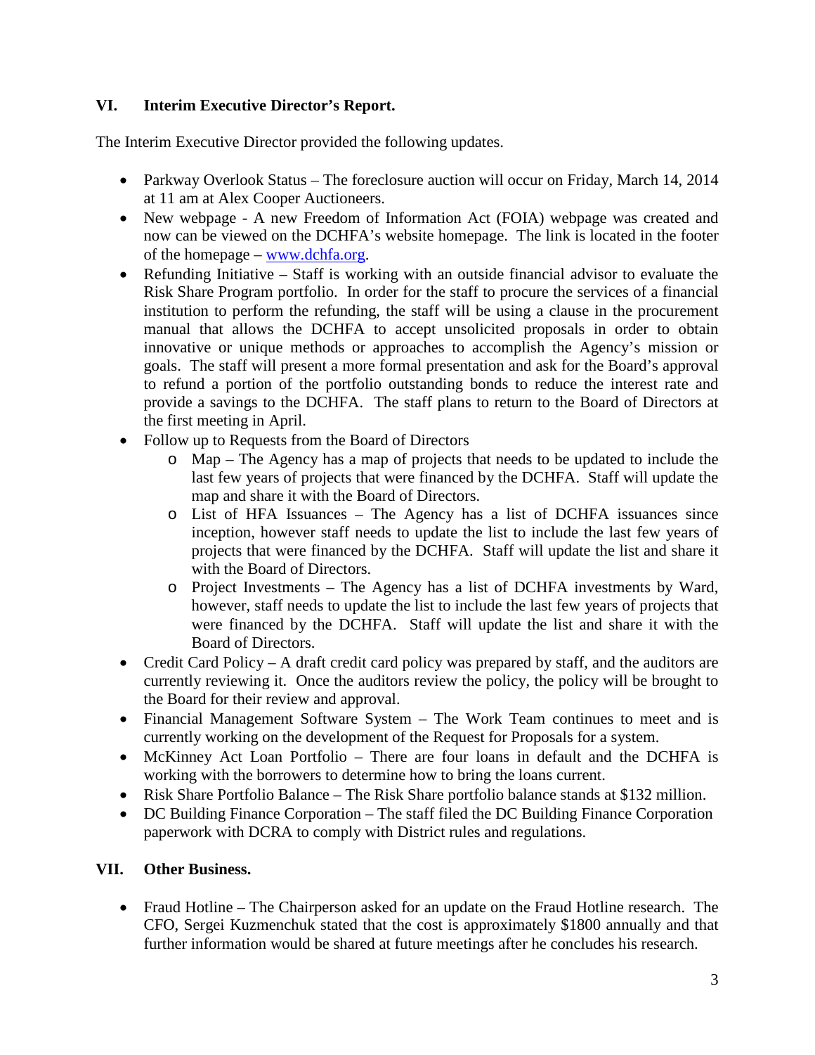## VI. Interim Executive Director's Report.

The Interim Executive Director provided the following updates.

- Parkway Overlook Status – The foreclosure auction will occur on Friday, March 14, 2014 at 11 am at Alex Cooper Auctioneers.
- New webpage - A new Freedom of Information Act (FOIA) webpage was created and now can be viewed on the DCHFA's website homepage. The link is located in the footer of the homepage – [www.dchfa.org](http://www.dchfa.org).
- Refunding Initiative – Staff is working with an outside financial advisor to evaluate the Risk Share Program portfolio. In order for the staff to procure the services of a financial institution to perform the refunding, the staff will be using a clause in the procurement manual that allows the DCHFA to accept unsolicited proposals in order to obtain innovative or unique methods or approaches to accomplish the Agency's mission or goals. The staff will present a more formal presentation and ask for the Board's approval to refund a portion of the portfolio outstanding bonds to reduce the interest rate and provide a savings to the DCHFA. The staff plans to return to the Board of Directors at the first meeting in April.
- Follow up to Requests from the Board of Directors
  - Map – The Agency has a map of projects that needs to be updated to include the last few years of projects that were financed by the DCHFA. Staff will update the map and share it with the Board of Directors.
  - List of HFA Issuances – The Agency has a list of DCHFA issuances since inception, however staff needs to update the list to include the last few years of projects that were financed by the DCHFA. Staff will update the list and share it with the Board of Directors.
  - Project Investments – The Agency has a list of DCHFA investments by Ward, however, staff needs to update the list to include the last few years of projects that were financed by the DCHFA. Staff will update the list and share it with the Board of Directors.
- Credit Card Policy – A draft credit card policy was prepared by staff, and the auditors are currently reviewing it. Once the auditors review the policy, the policy will be brought to the Board for their review and approval.
- Financial Management Software System – The Work Team continues to meet and is currently working on the development of the Request for Proposals for a system.
- McKinney Act Loan Portfolio – There are four loans in default and the DCHFA is working with the borrowers to determine how to bring the loans current.
- Risk Share Portfolio Balance – The Risk Share portfolio balance stands at $132 million.
- DC Building Finance Corporation – The staff filed the DC Building Finance Corporation paperwork with DCRA to comply with District rules and regulations.

## VII. Other Business.

- Fraud Hotline – The Chairperson asked for an update on the Fraud Hotline research. The CFO, Sergei Kuzmenchuk stated that the cost is approximately $1800 annually and that further information would be shared at future meetings after he concludes his research.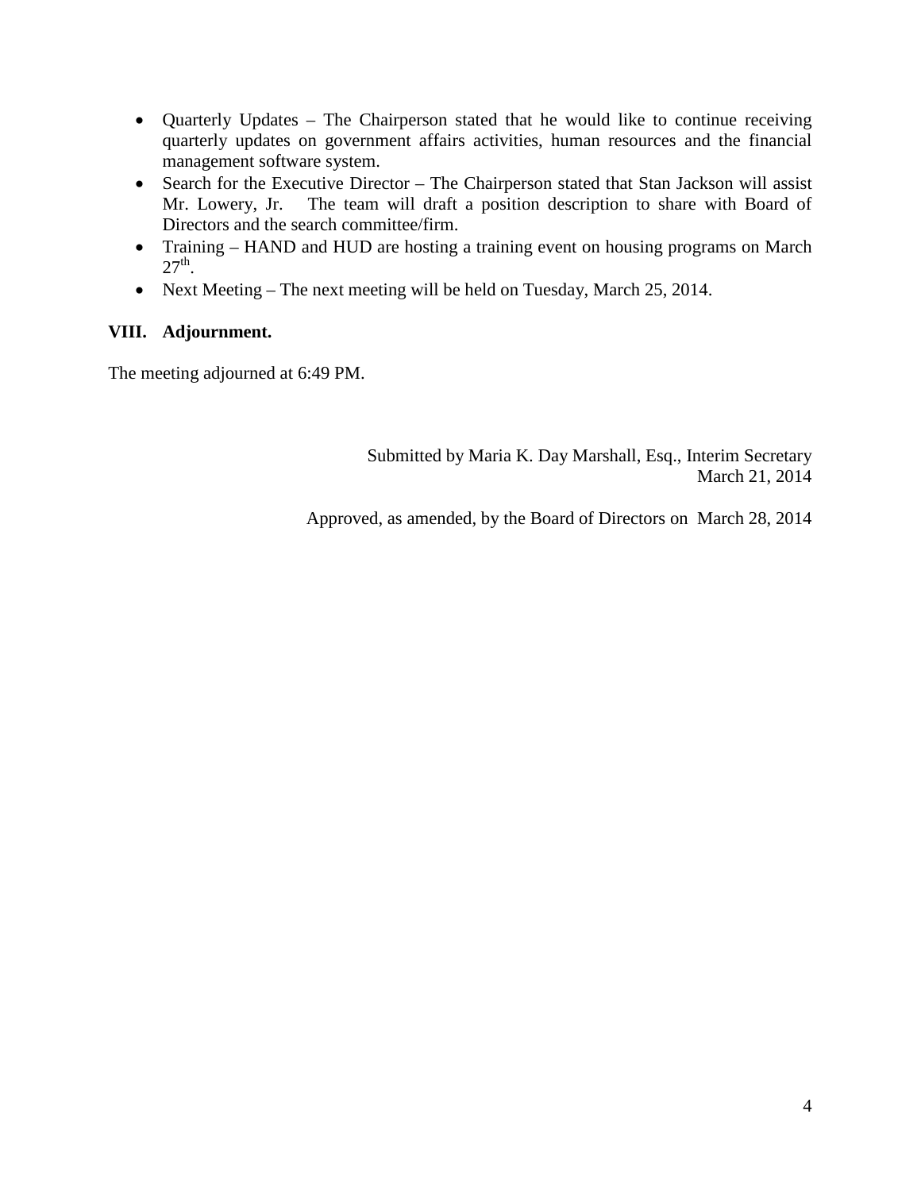- Quarterly Updates – The Chairperson stated that he would like to continue receiving quarterly updates on government affairs activities, human resources and the financial management software system.
- Search for the Executive Director – The Chairperson stated that Stan Jackson will assist Mr. Lowery, Jr. The team will draft a position description to share with Board of Directors and the search committee/firm.
- Training – HAND and HUD are hosting a training event on housing programs on March 27th.
- Next Meeting – The next meeting will be held on Tuesday, March 25, 2014.

## VIII. Adjournment.

The meeting adjourned at 6:49 PM.

Submitted by Maria K. Day Marshall, Esq., Interim Secretary
March 21, 2014

Approved, as amended, by the Board of Directors on March 28, 2014